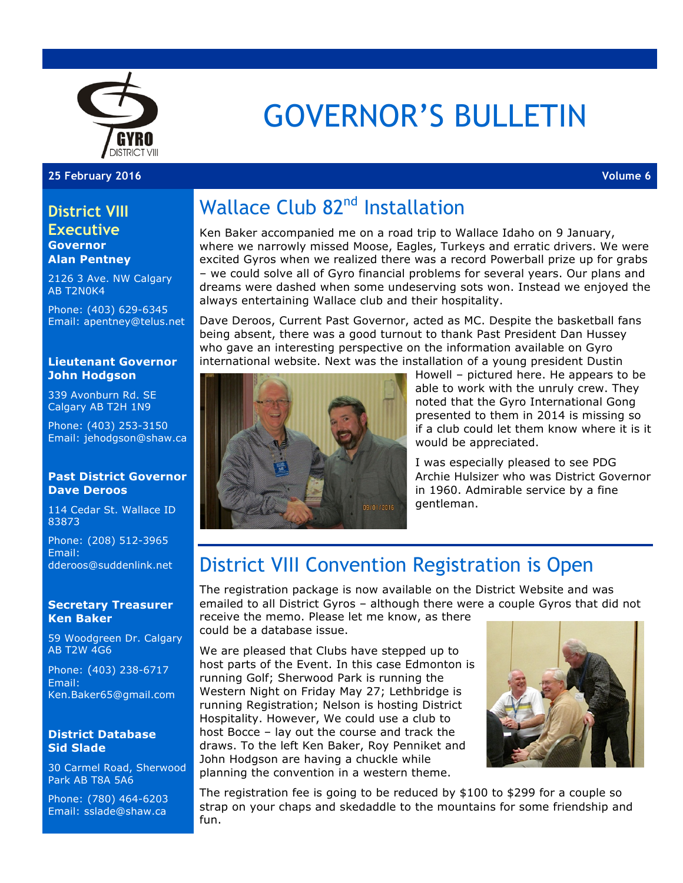# GOVERNOR'S BULLETIN

**25 February 2016** **Volume 6**

## District VIII Executive

**Governor**
**Alan Pentney**

2126 3 Ave. NW Calgary AB T2N0K4

Phone: (403) 629-6345
Email: apentney@telus.net

**Lieutenant Governor**
**John Hodgson**

339 Avonburn Rd. SE Calgary AB T2H 1N9

Phone: (403) 253-3150
Email: jehodgson@shaw.ca

**Past District Governor**
**Dave Deroos**

114 Cedar St. Wallace ID 83873

Phone: (208) 512-3965
Email: dderoos@suddenlink.net

**Secretary Treasurer**
**Ken Baker**

59 Woodgreen Dr. Calgary AB T2W 4G6

Phone: (403) 238-6717
Email: Ken.Baker65@gmail.com

**District Database**
**Sid Slade**

30 Carmel Road, Sherwood Park AB T8A 5A6

Phone: (780) 464-6203
Email: sslade@shaw.ca

## Wallace Club 82nd Installation

Ken Baker accompanied me on a road trip to Wallace Idaho on 9 January, where we narrowly missed Moose, Eagles, Turkeys and erratic drivers. We were excited Gyros when we realized there was a record Powerball prize up for grabs – we could solve all of Gyro financial problems for several years. Our plans and dreams were dashed when some undeserving sots won. Instead we enjoyed the always entertaining Wallace club and their hospitality.

Dave Deroos, Current Past Governor, acted as MC. Despite the basketball fans being absent, there was a good turnout to thank Past President Dan Hussey who gave an interesting perspective on the information available on Gyro international website. Next was the installation of a young president Dustin Howell – pictured here. He appears to be able to work with the unruly crew. They noted that the Gyro International Gong presented to them in 2014 is missing so if a club could let them know where it is it would be appreciated.

I was especially pleased to see PDG Archie Hulsizer who was District Governor in 1960. Admirable service by a fine gentleman.

## District VIII Convention Registration is Open

The registration package is now available on the District Website and was emailed to all District Gyros – although there were a couple Gyros that did not receive the memo. Please let me know, as there could be a database issue.

We are pleased that Clubs have stepped up to host parts of the Event. In this case Edmonton is running Golf; Sherwood Park is running the Western Night on Friday May 27; Lethbridge is running Registration; Nelson is hosting District Hospitality. However, We could use a club to host Bocce – lay out the course and track the draws. To the left Ken Baker, Roy Penniket and John Hodgson are having a chuckle while planning the convention in a western theme.

The registration fee is going to be reduced by $100 to $299 for a couple so strap on your chaps and skedaddle to the mountains for some friendship and fun.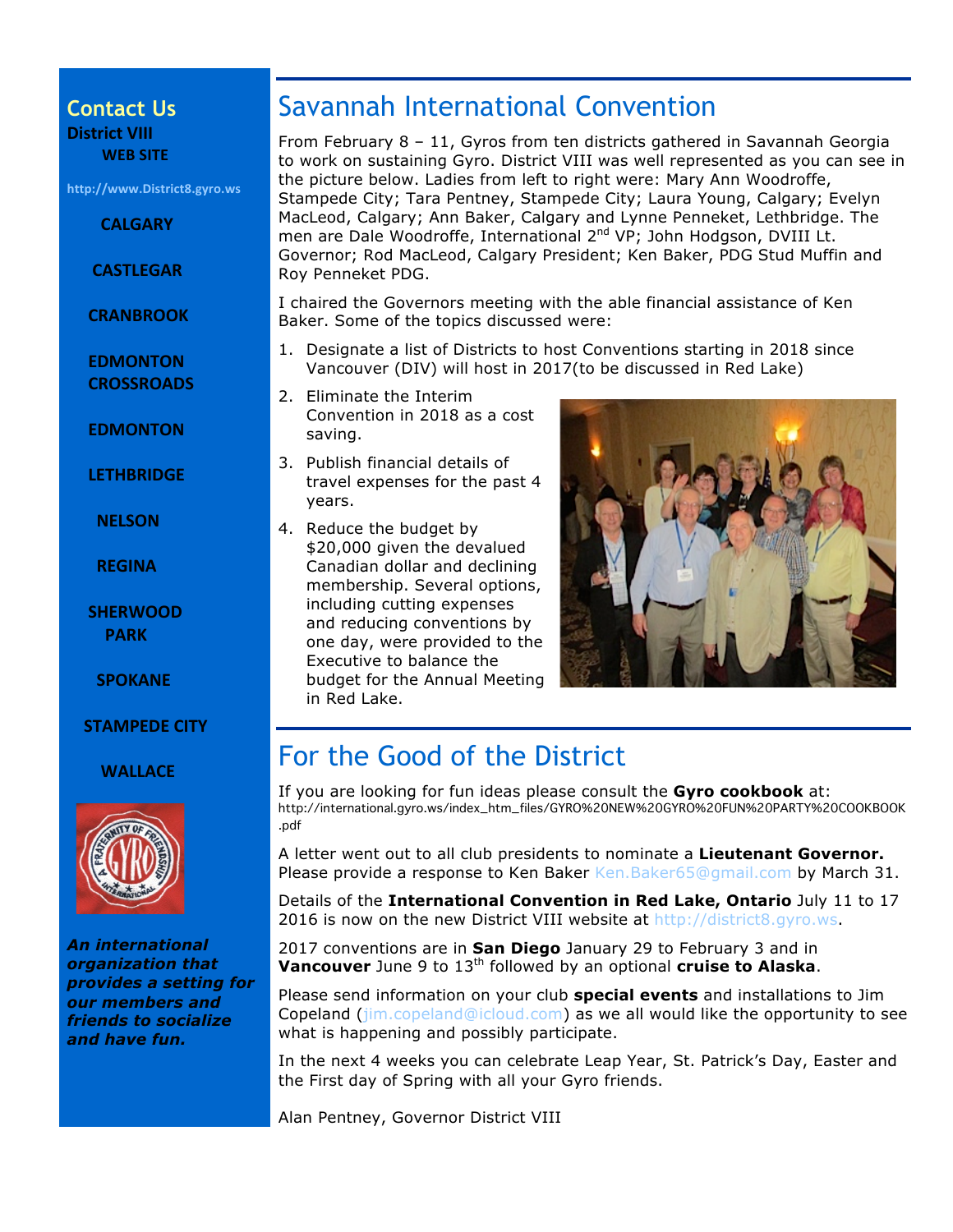## Contact Us

**District VIII**
**WEB SITE**

http://www.District8.gyro.ws

**CALGARY**

**CASTLEGAR**

**CRANBROOK**

**EDMONTON CROSSROADS**

**EDMONTON**

**LETHBRIDGE**

**NELSON**

**REGINA**

**SHERWOOD PARK**

**SPOKANE**

**STAMPEDE CITY**

**WALLACE**

***An international organization that provides a setting for our members and friends to socialize and have fun.***

# Savannah International Convention

From February 8 – 11, Gyros from ten districts gathered in Savannah Georgia to work on sustaining Gyro. District VIII was well represented as you can see in the picture below. Ladies from left to right were: Mary Ann Woodroffe, Stampede City; Tara Pentney, Stampede City; Laura Young, Calgary; Evelyn MacLeod, Calgary; Ann Baker, Calgary and Lynne Penneket, Lethbridge. The men are Dale Woodroffe, International 2nd VP; John Hodgson, DVIII Lt. Governor; Rod MacLeod, Calgary President; Ken Baker, PDG Stud Muffin and Roy Penneket PDG.

I chaired the Governors meeting with the able financial assistance of Ken Baker. Some of the topics discussed were:

1. Designate a list of Districts to host Conventions starting in 2018 since Vancouver (DIV) will host in 2017(to be discussed in Red Lake)
2. Eliminate the Interim Convention in 2018 as a cost saving.
3. Publish financial details of travel expenses for the past 4 years.
4. Reduce the budget by $20,000 given the devalued Canadian dollar and declining membership. Several options, including cutting expenses and reducing conventions by one day, were provided to the Executive to balance the budget for the Annual Meeting in Red Lake.

# For the Good of the District

If you are looking for fun ideas please consult the **Gyro cookbook** at: http://international.gyro.ws/index_htm_files/GYRO%20NEW%20GYRO%20FUN%20PARTY%20COOKBOOK.pdf

A letter went out to all club presidents to nominate a **Lieutenant Governor.** Please provide a response to Ken Baker Ken.Baker65@gmail.com by March 31.

Details of the **International Convention in Red Lake, Ontario** July 11 to 17 2016 is now on the new District VIII website at http://district8.gyro.ws.

2017 conventions are in **San Diego** January 29 to February 3 and in **Vancouver** June 9 to 13th followed by an optional **cruise to Alaska**.

Please send information on your club **special events** and installations to Jim Copeland (jim.copeland@icloud.com) as we all would like the opportunity to see what is happening and possibly participate.

In the next 4 weeks you can celebrate Leap Year, St. Patrick's Day, Easter and the First day of Spring with all your Gyro friends.

Alan Pentney, Governor District VIII